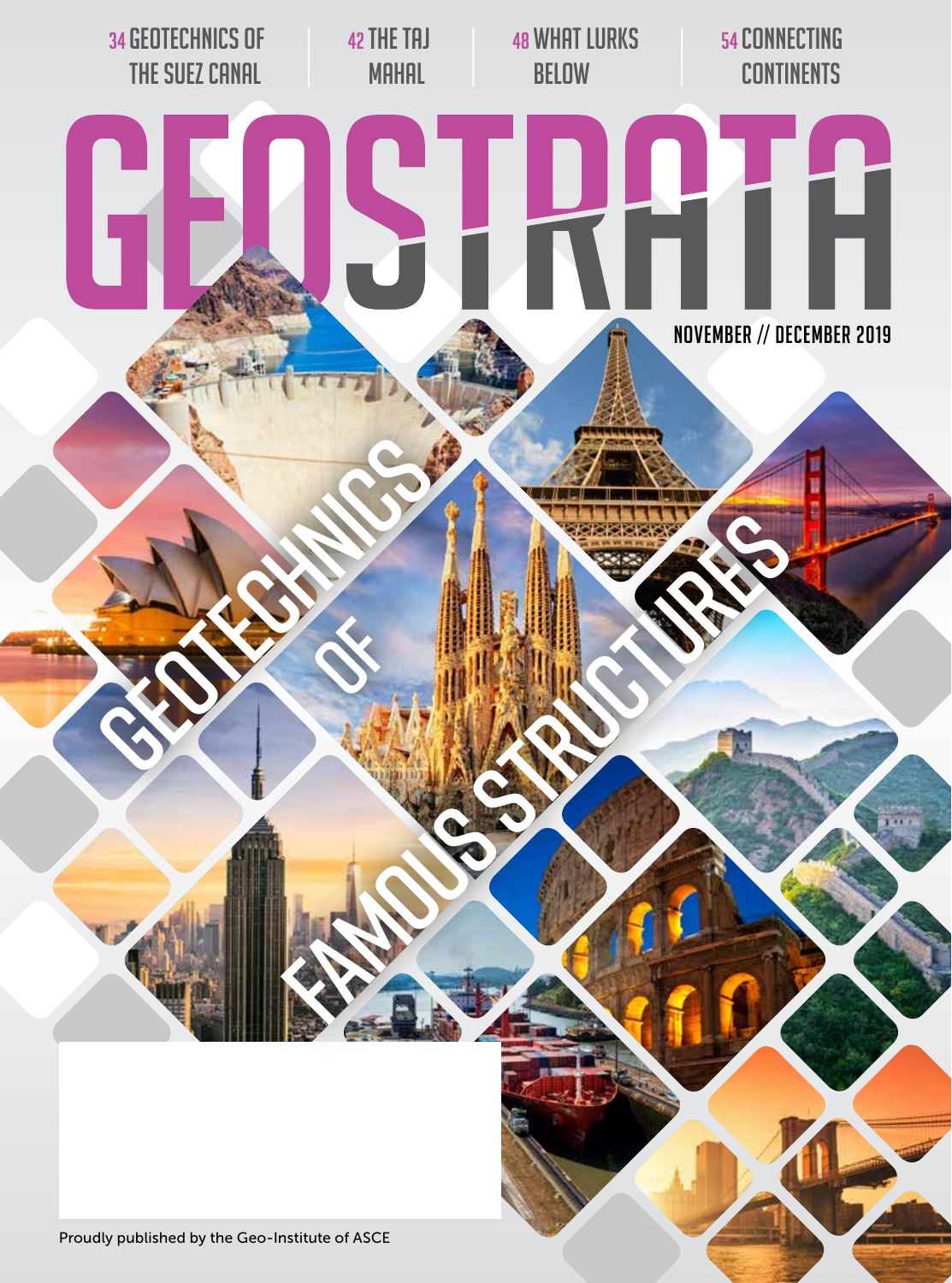34 GEOTECHNICS OF THE SUEZ CANAL

42 THE TAJ MAHAL

48 WHAT LURKS BELOW

54 CONNECTING CONTINENTS

# GEOSTRATA

NOVEMBER // DECEMBER 2019

## GEOTECHNICS OF FAMOUS STRUCTURES

Proudly published by the Geo-Institute of ASCE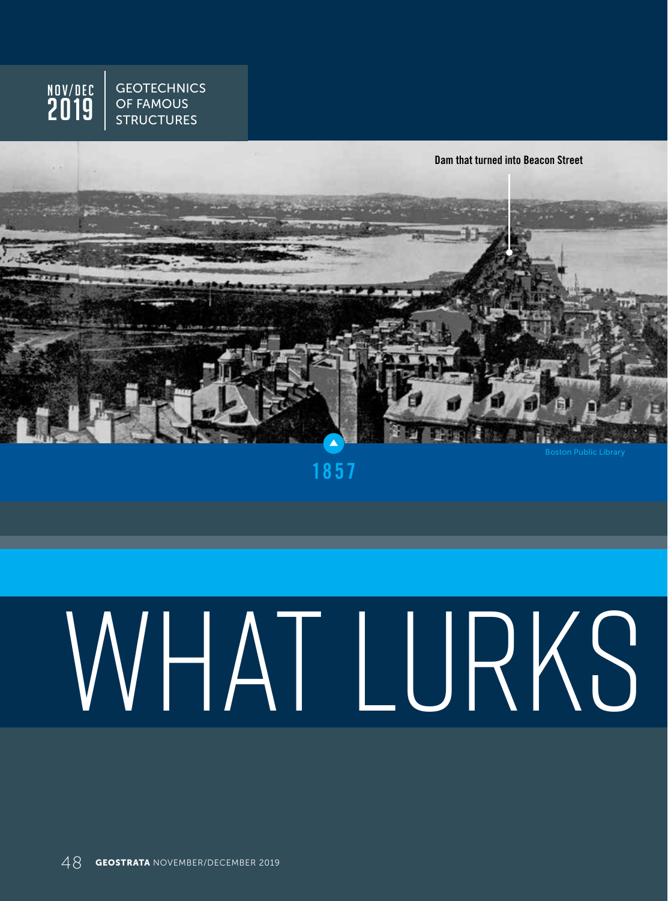NOV/DEC 2019 | GEOTECHNICS OF FAMOUS STRUCTURES

Dam that turned into Beacon Street

Boston Public Library

1857

# WHAT LURKS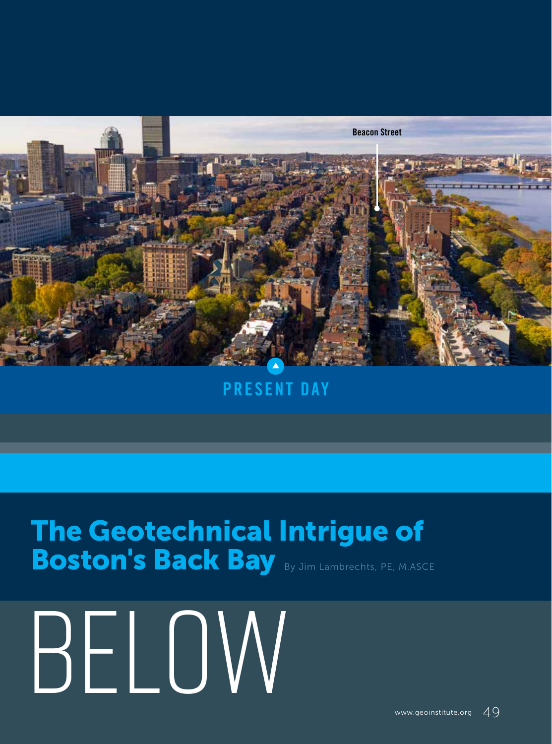Beacon Street

PRESENT DAY

# The Geotechnical Intrigue of Boston's Back Bay

By Jim Lambrechts, PE, M.ASCE

BELOW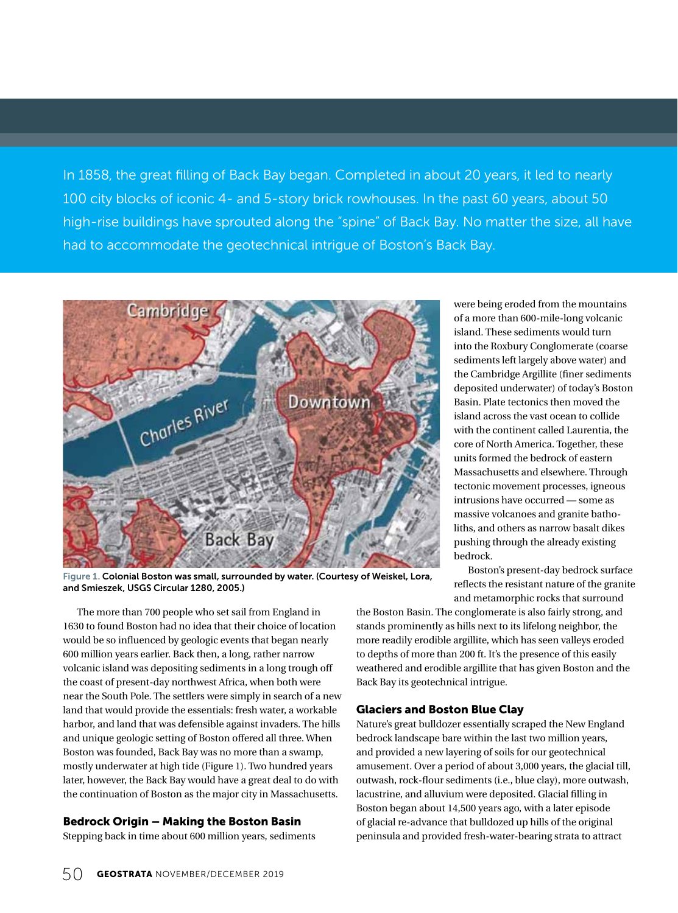In 1858, the great filling of Back Bay began. Completed in about 20 years, it led to nearly 100 city blocks of iconic 4- and 5-story brick rowhouses. In the past 60 years, about 50 high-rise buildings have sprouted along the "spine" of Back Bay. No matter the size, all have had to accommodate the geotechnical intrigue of Boston's Back Bay.

Figure 1. **Colonial Boston was small, surrounded by water. (Courtesy of Weiskel, Lora, and Smieszek, USGS Circular 1280, 2005.)**

The more than 700 people who set sail from England in 1630 to found Boston had no idea that their choice of location would be so influenced by geologic events that began nearly 600 million years earlier. Back then, a long, rather narrow volcanic island was depositing sediments in a long trough off the coast of present-day northwest Africa, when both were near the South Pole. The settlers were simply in search of a new land that would provide the essentials: fresh water, a workable harbor, and land that was defensible against invaders. The hills and unique geologic setting of Boston offered all three. When Boston was founded, Back Bay was no more than a swamp, mostly underwater at high tide (Figure 1). Two hundred years later, however, the Back Bay would have a great deal to do with the continuation of Boston as the major city in Massachusetts.

## Bedrock Origin – Making the Boston Basin

Stepping back in time about 600 million years, sediments were being eroded from the mountains of a more than 600-mile-long volcanic island. These sediments would turn into the Roxbury Conglomerate (coarse sediments left largely above water) and the Cambridge Argillite (finer sediments deposited underwater) of today's Boston Basin. Plate tectonics then moved the island across the vast ocean to collide with the continent called Laurentia, the core of North America. Together, these units formed the bedrock of eastern Massachusetts and elsewhere. Through tectonic movement processes, igneous intrusions have occurred — some as massive volcanoes and granite batholiths, and others as narrow basalt dikes pushing through the already existing bedrock.

Boston's present-day bedrock surface reflects the resistant nature of the granite and metamorphic rocks that surround the Boston Basin. The conglomerate is also fairly strong, and stands prominently as hills next to its lifelong neighbor, the more readily erodible argillite, which has seen valleys eroded to depths of more than 200 ft. It's the presence of this easily weathered and erodible argillite that has given Boston and the Back Bay its geotechnical intrigue.

## Glaciers and Boston Blue Clay

Nature's great bulldozer essentially scraped the New England bedrock landscape bare within the last two million years, and provided a new layering of soils for our geotechnical amusement. Over a period of about 3,000 years, the glacial till, outwash, rock-flour sediments (i.e., blue clay), more outwash, lacustrine, and alluvium were deposited. Glacial filling in Boston began about 14,500 years ago, with a later episode of glacial re-advance that bulldozed up hills of the original peninsula and provided fresh-water-bearing strata to attract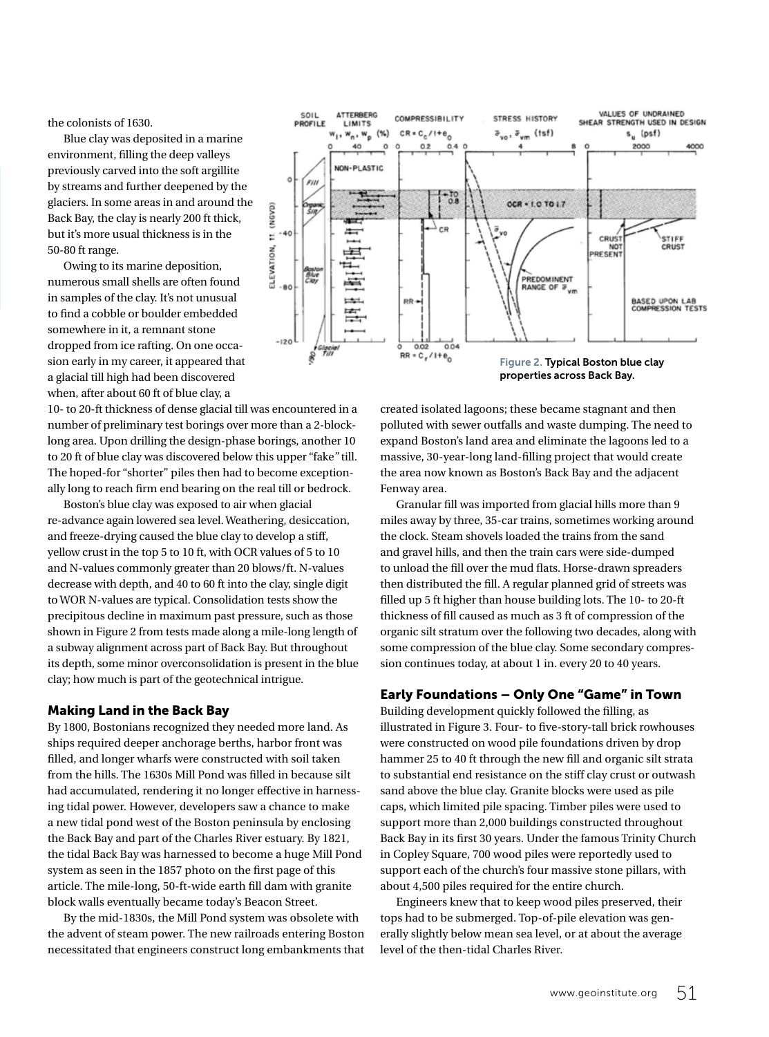the colonists of 1630.

Blue clay was deposited in a marine environment, filling the deep valleys previously carved into the soft argillite by streams and further deepened by the glaciers. In some areas in and around the Back Bay, the clay is nearly 200 ft thick, but it's more usual thickness is in the 50-80 ft range.

Owing to its marine deposition, numerous small shells are often found in samples of the clay. It's not unusual to find a cobble or boulder embedded somewhere in it, a remnant stone dropped from ice rafting. On one occasion early in my career, it appeared that a glacial till high had been discovered when, after about 60 ft of blue clay, a 10- to 20-ft thickness of dense glacial till was encountered in a number of preliminary test borings over more than a 2-block-long area. Upon drilling the design-phase borings, another 10 to 20 ft of blue clay was discovered below this upper "fake" till. The hoped-for "shorter" piles then had to become exceptionally long to reach firm end bearing on the real till or bedrock.

Boston's blue clay was exposed to air when glacial re-advance again lowered sea level. Weathering, desiccation, and freeze-drying caused the blue clay to develop a stiff, yellow crust in the top 5 to 10 ft, with OCR values of 5 to 10 and N-values commonly greater than 20 blows/ft. N-values decrease with depth, and 40 to 60 ft into the clay, single digit to WOR N-values are typical. Consolidation tests show the precipitous decline in maximum past pressure, such as those shown in Figure 2 from tests made along a mile-long length of a subway alignment across part of Back Bay. But throughout its depth, some minor overconsolidation is present in the blue clay; how much is part of the geotechnical intrigue.

Figure 2. Typical Boston blue clay properties across Back Bay.

## Making Land in the Back Bay

By 1800, Bostonians recognized they needed more land. As ships required deeper anchorage berths, harbor front was filled, and longer wharfs were constructed with soil taken from the hills. The 1630s Mill Pond was filled in because silt had accumulated, rendering it no longer effective in harnessing tidal power. However, developers saw a chance to make a new tidal pond west of the Boston peninsula by enclosing the Back Bay and part of the Charles River estuary. By 1821, the tidal Back Bay was harnessed to become a huge Mill Pond system as seen in the 1857 photo on the first page of this article. The mile-long, 50-ft-wide earth fill dam with granite block walls eventually became today's Beacon Street.

By the mid-1830s, the Mill Pond system was obsolete with the advent of steam power. The new railroads entering Boston necessitated that engineers construct long embankments that created isolated lagoons; these became stagnant and then polluted with sewer outfalls and waste dumping. The need to expand Boston's land area and eliminate the lagoons led to a massive, 30-year-long land-filling project that would create the area now known as Boston's Back Bay and the adjacent Fenway area.

Granular fill was imported from glacial hills more than 9 miles away by three, 35-car trains, sometimes working around the clock. Steam shovels loaded the trains from the sand and gravel hills, and then the train cars were side-dumped to unload the fill over the mud flats. Horse-drawn spreaders then distributed the fill. A regular planned grid of streets was filled up 5 ft higher than house building lots. The 10- to 20-ft thickness of fill caused as much as 3 ft of compression of the organic silt stratum over the following two decades, along with some compression of the blue clay. Some secondary compression continues today, at about 1 in. every 20 to 40 years.

## Early Foundations — Only One "Game" in Town

Building development quickly followed the filling, as illustrated in Figure 3. Four- to five-story-tall brick rowhouses were constructed on wood pile foundations driven by drop hammer 25 to 40 ft through the new fill and organic silt strata to substantial end resistance on the stiff clay crust or outwash sand above the blue clay. Granite blocks were used as pile caps, which limited pile spacing. Timber piles were used to support more than 2,000 buildings constructed throughout Back Bay in its first 30 years. Under the famous Trinity Church in Copley Square, 700 wood piles were reportedly used to support each of the church's four massive stone pillars, with about 4,500 piles required for the entire church.

Engineers knew that to keep wood piles preserved, their tops had to be submerged. Top-of-pile elevation was generally slightly below mean sea level, or at about the average level of the then-tidal Charles River.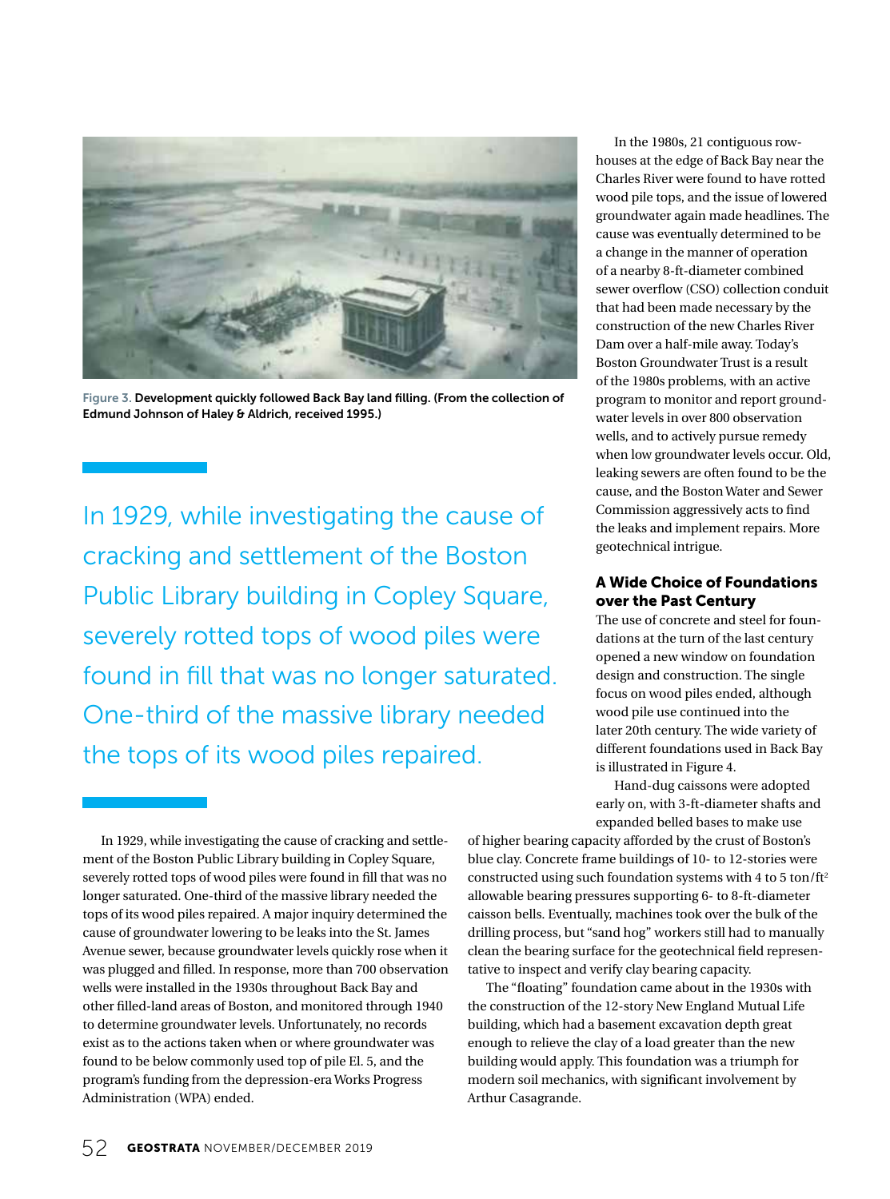Figure 3. **Development quickly followed Back Bay land filling. (From the collection of Edmund Johnson of Haley & Aldrich, received 1995.)**

In 1929, while investigating the cause of cracking and settlement of the Boston Public Library building in Copley Square, severely rotted tops of wood piles were found in fill that was no longer saturated. One-third of the massive library needed the tops of its wood piles repaired.

In 1929, while investigating the cause of cracking and settlement of the Boston Public Library building in Copley Square, severely rotted tops of wood piles were found in fill that was no longer saturated. One-third of the massive library needed the tops of its wood piles repaired. A major inquiry determined the cause of groundwater lowering to be leaks into the St. James Avenue sewer, because groundwater levels quickly rose when it was plugged and filled. In response, more than 700 observation wells were installed in the 1930s throughout Back Bay and other filled-land areas of Boston, and monitored through 1940 to determine groundwater levels. Unfortunately, no records exist as to the actions taken when or where groundwater was found to be below commonly used top of pile El. 5, and the program's funding from the depression-era Works Progress Administration (WPA) ended.

In the 1980s, 21 contiguous rowhouses at the edge of Back Bay near the Charles River were found to have rotted wood pile tops, and the issue of lowered groundwater again made headlines. The cause was eventually determined to be a change in the manner of operation of a nearby 8-ft-diameter combined sewer overflow (CSO) collection conduit that had been made necessary by the construction of the new Charles River Dam over a half-mile away. Today's Boston Groundwater Trust is a result of the 1980s problems, with an active program to monitor and report groundwater levels in over 800 observation wells, and to actively pursue remedy when low groundwater levels occur. Old, leaking sewers are often found to be the cause, and the Boston Water and Sewer Commission aggressively acts to find the leaks and implement repairs. More geotechnical intrigue.

## A Wide Choice of Foundations over the Past Century

The use of concrete and steel for foundations at the turn of the last century opened a new window on foundation design and construction. The single focus on wood piles ended, although wood pile use continued into the later 20th century. The wide variety of different foundations used in Back Bay is illustrated in Figure 4.

Hand-dug caissons were adopted early on, with 3-ft-diameter shafts and expanded belled bases to make use of higher bearing capacity afforded by the crust of Boston's blue clay. Concrete frame buildings of 10- to 12-stories were constructed using such foundation systems with 4 to 5 ton/ft$^2$ allowable bearing pressures supporting 6- to 8-ft-diameter caisson bells. Eventually, machines took over the bulk of the drilling process, but "sand hog" workers still had to manually clean the bearing surface for the geotechnical field representative to inspect and verify clay bearing capacity.

The "floating" foundation came about in the 1930s with the construction of the 12-story New England Mutual Life building, which had a basement excavation depth great enough to relieve the clay of a load greater than the new building would apply. This foundation was a triumph for modern soil mechanics, with significant involvement by Arthur Casagrande.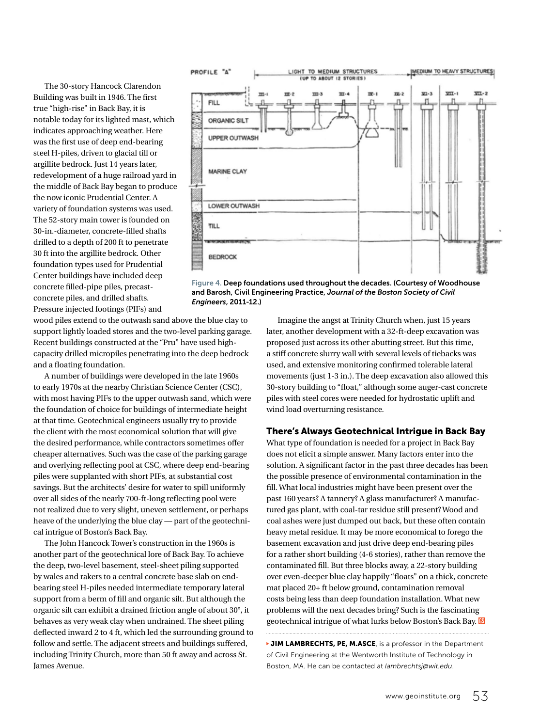The 30-story Hancock Clarendon Building was built in 1946. The first true "high-rise" in Back Bay, it is notable today for its lighted mast, which indicates approaching weather. Here was the first use of deep end-bearing steel H-piles, driven to glacial till or argillite bedrock. Just 14 years later, redevelopment of a huge railroad yard in the middle of Back Bay began to produce the now iconic Prudential Center. A variety of foundation systems was used. The 52-story main tower is founded on 30-in.-diameter, concrete-filled shafts drilled to a depth of 200 ft to penetrate 30 ft into the argillite bedrock. Other foundation types used for Prudential Center buildings have included deep concrete filled-pipe piles, precast-concrete piles, and drilled shafts. Pressure injected footings (PIFs) and wood piles extend to the outwash sand above the blue clay to support lightly loaded stores and the two-level parking garage. Recent buildings constructed at the "Pru" have used high-capacity drilled micropiles penetrating into the deep bedrock and a floating foundation.

A number of buildings were developed in the late 1960s to early 1970s at the nearby Christian Science Center (CSC), with most having PIFs to the upper outwash sand, which were the foundation of choice for buildings of intermediate height at that time. Geotechnical engineers usually try to provide the client with the most economical solution that will give the desired performance, while contractors sometimes offer cheaper alternatives. Such was the case of the parking garage and overlying reflecting pool at CSC, where deep end-bearing piles were supplanted with short PIFs, at substantial cost savings. But the architects' desire for water to spill uniformly over all sides of the nearly 700-ft-long reflecting pool were not realized due to very slight, uneven settlement, or perhaps heave of the underlying the blue clay — part of the geotechnical intrigue of Boston's Back Bay.

The John Hancock Tower's construction in the 1960s is another part of the geotechnical lore of Back Bay. To achieve the deep, two-level basement, steel-sheet piling supported by wales and rakers to a central concrete base slab on end-bearing steel H-piles needed intermediate temporary lateral support from a berm of fill and organic silt. But although the organic silt can exhibit a drained friction angle of about 30°, it behaves as very weak clay when undrained. The sheet piling deflected inward 2 to 4 ft, which led the surrounding ground to follow and settle. The adjacent streets and buildings suffered, including Trinity Church, more than 50 ft away and across St. James Avenue.

PROFILE "A"

LIGHT TO MEDIUM STRUCTURES (UP TO ABOUT 12 STORIES)

MEDIUM TO HEAVY STRUCTURES

III-1 III-2 III-3 III-4 IV-1 IV-2 VI-3 VII-1 VII-2

FILL

ORGANIC SILT

UPPER OUTWASH

MARINE CLAY

LOWER OUTWASH

TILL

BEDROCK

Figure 4. **Deep foundations used throughout the decades. (Courtesy of Woodhouse and Barosh, Civil Engineering Practice, *Journal of the Boston Society of Civil Engineers*, 2011-12.)**

Imagine the angst at Trinity Church when, just 15 years later, another development with a 32-ft-deep excavation was proposed just across its other abutting street. But this time, a stiff concrete slurry wall with several levels of tiebacks was used, and extensive monitoring confirmed tolerable lateral movements (just 1-3 in.). The deep excavation also allowed this 30-story building to "float," although some auger-cast concrete piles with steel cores were needed for hydrostatic uplift and wind load overturning resistance.

## There's Always Geotechnical Intrigue in Back Bay

What type of foundation is needed for a project in Back Bay does not elicit a simple answer. Many factors enter into the solution. A significant factor in the past three decades has been the possible presence of environmental contamination in the fill. What local industries might have been present over the past 160 years? A tannery? A glass manufacturer? A manufactured gas plant, with coal-tar residue still present? Wood and coal ashes were just dumped out back, but these often contain heavy metal residue. It may be more economical to forego the basement excavation and just drive deep end-bearing piles for a rather short building (4-6 stories), rather than remove the contaminated fill. But three blocks away, a 22-story building over even-deeper blue clay happily "floats" on a thick, concrete mat placed 20+ ft below ground, contamination removal costs being less than deep foundation installation. What new problems will the next decades bring? Such is the fascinating geotechnical intrigue of what lurks below Boston's Back Bay.

**JIM LAMBRECHTS, PE, M.ASCE**, is a professor in the Department of Civil Engineering at the Wentworth Institute of Technology in Boston, MA. He can be contacted at *lambrechtsj@wit.edu*.